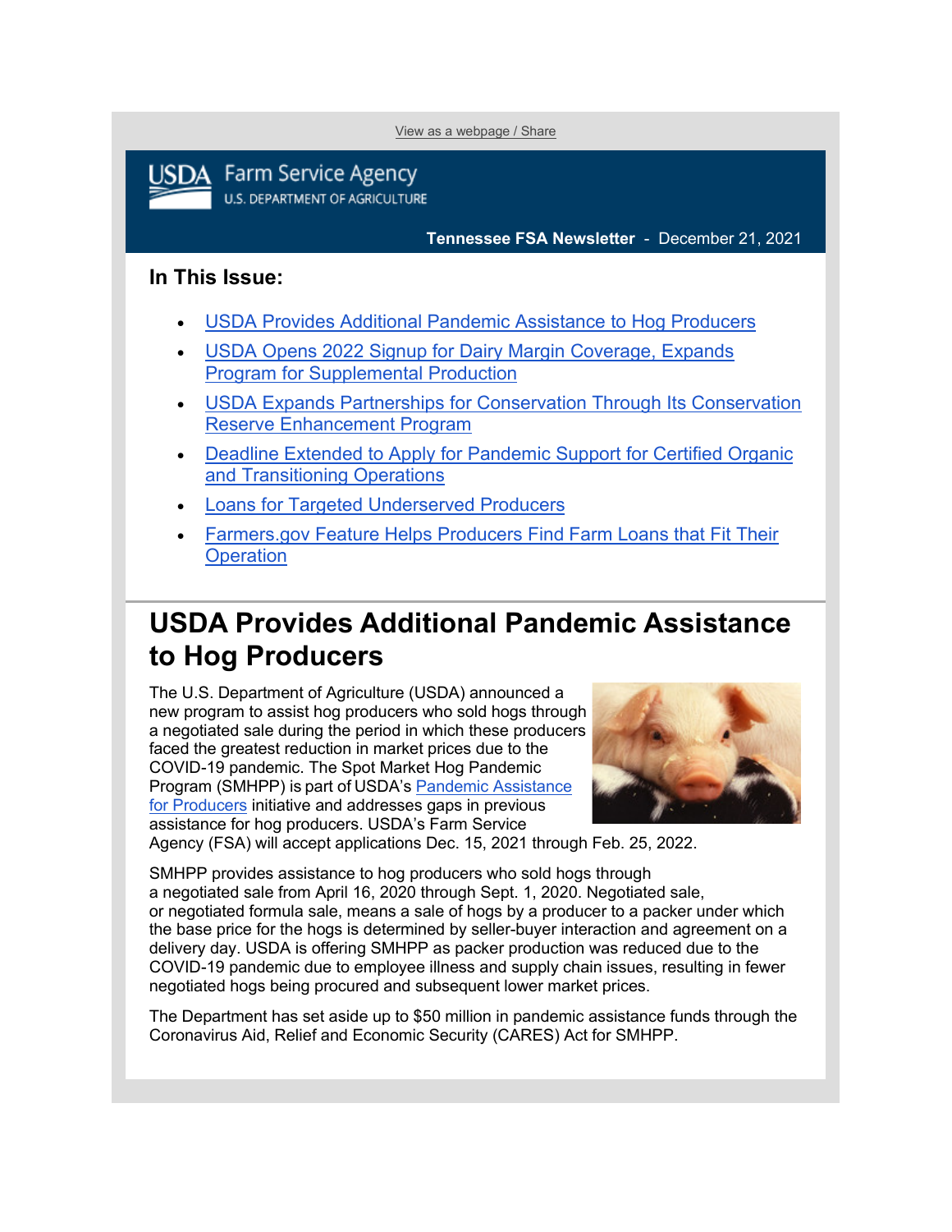View as a webpage / Share

USDA Farm Service Agency
U.S. DEPARTMENT OF AGRICULTURE

**Tennessee FSA Newsletter** - December 21, 2021

## In This Issue:

- USDA Provides Additional Pandemic Assistance to Hog Producers
- USDA Opens 2022 Signup for Dairy Margin Coverage, Expands Program for Supplemental Production
- USDA Expands Partnerships for Conservation Through Its Conservation Reserve Enhancement Program
- Deadline Extended to Apply for Pandemic Support for Certified Organic and Transitioning Operations
- Loans for Targeted Underserved Producers
- Farmers.gov Feature Helps Producers Find Farm Loans that Fit Their Operation

# USDA Provides Additional Pandemic Assistance to Hog Producers

The U.S. Department of Agriculture (USDA) announced a new program to assist hog producers who sold hogs through a negotiated sale during the period in which these producers faced the greatest reduction in market prices due to the COVID-19 pandemic. The Spot Market Hog Pandemic Program (SMHPP) is part of USDA's Pandemic Assistance for Producers initiative and addresses gaps in previous assistance for hog producers. USDA's Farm Service Agency (FSA) will accept applications Dec. 15, 2021 through Feb. 25, 2022.

SMHPP provides assistance to hog producers who sold hogs through a negotiated sale from April 16, 2020 through Sept. 1, 2020. Negotiated sale, or negotiated formula sale, means a sale of hogs by a producer to a packer under which the base price for the hogs is determined by seller-buyer interaction and agreement on a delivery day. USDA is offering SMHPP as packer production was reduced due to the COVID-19 pandemic due to employee illness and supply chain issues, resulting in fewer negotiated hogs being procured and subsequent lower market prices.

The Department has set aside up to $50 million in pandemic assistance funds through the Coronavirus Aid, Relief and Economic Security (CARES) Act for SMHPP.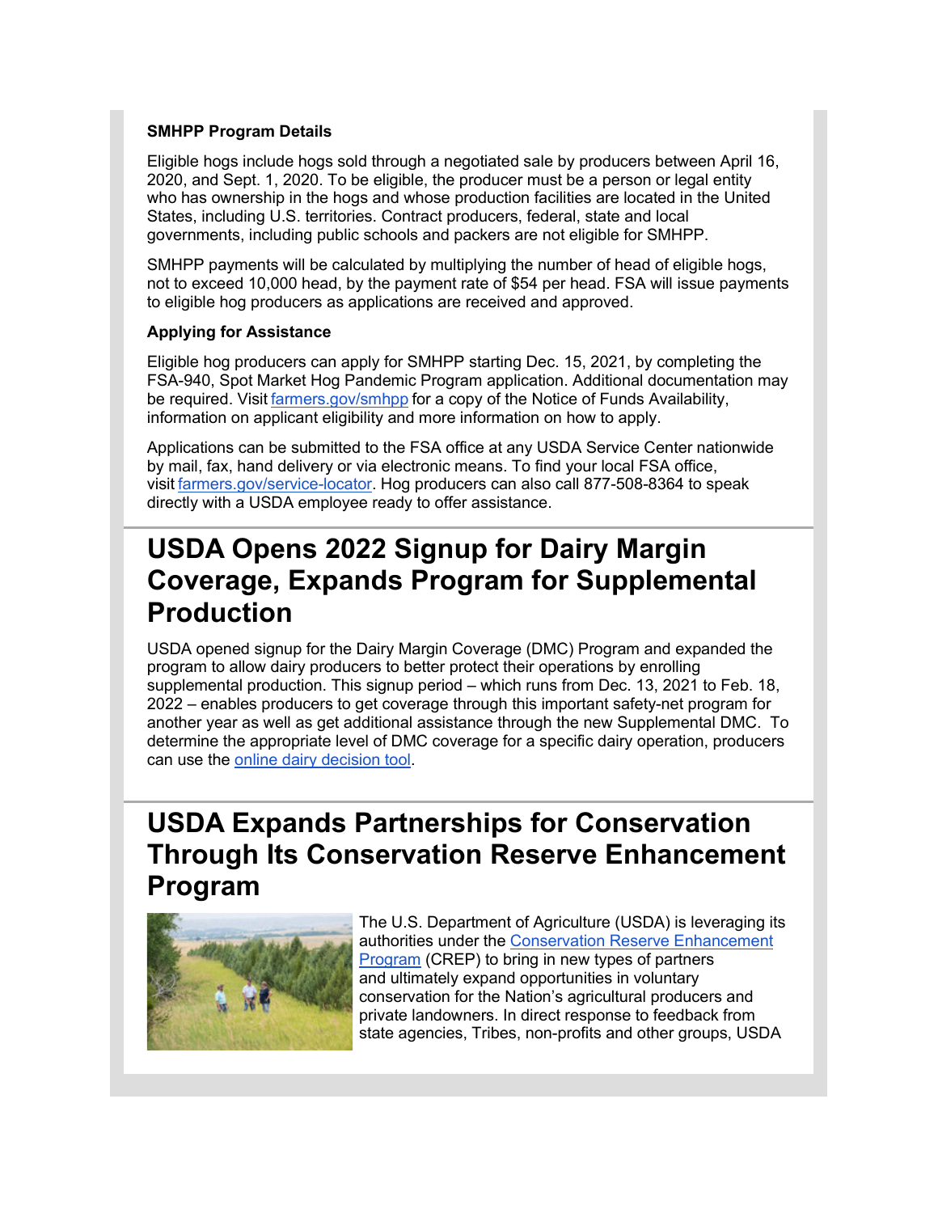**SMHPP Program Details**

Eligible hogs include hogs sold through a negotiated sale by producers between April 16, 2020, and Sept. 1, 2020. To be eligible, the producer must be a person or legal entity who has ownership in the hogs and whose production facilities are located in the United States, including U.S. territories. Contract producers, federal, state and local governments, including public schools and packers are not eligible for SMHPP.

SMHPP payments will be calculated by multiplying the number of head of eligible hogs, not to exceed 10,000 head, by the payment rate of $54 per head. FSA will issue payments to eligible hog producers as applications are received and approved.

**Applying for Assistance**

Eligible hog producers can apply for SMHPP starting Dec. 15, 2021, by completing the FSA-940, Spot Market Hog Pandemic Program application. Additional documentation may be required. Visit farmers.gov/smhpp for a copy of the Notice of Funds Availability, information on applicant eligibility and more information on how to apply.

Applications can be submitted to the FSA office at any USDA Service Center nationwide by mail, fax, hand delivery or via electronic means. To find your local FSA office, visit farmers.gov/service-locator. Hog producers can also call 877-508-8364 to speak directly with a USDA employee ready to offer assistance.

# USDA Opens 2022 Signup for Dairy Margin Coverage, Expands Program for Supplemental Production

USDA opened signup for the Dairy Margin Coverage (DMC) Program and expanded the program to allow dairy producers to better protect their operations by enrolling supplemental production. This signup period – which runs from Dec. 13, 2021 to Feb. 18, 2022 – enables producers to get coverage through this important safety-net program for another year as well as get additional assistance through the new Supplemental DMC. To determine the appropriate level of DMC coverage for a specific dairy operation, producers can use the online dairy decision tool.

# USDA Expands Partnerships for Conservation Through Its Conservation Reserve Enhancement Program

The U.S. Department of Agriculture (USDA) is leveraging its authorities under the Conservation Reserve Enhancement Program (CREP) to bring in new types of partners and ultimately expand opportunities in voluntary conservation for the Nation's agricultural producers and private landowners. In direct response to feedback from state agencies, Tribes, non-profits and other groups, USDA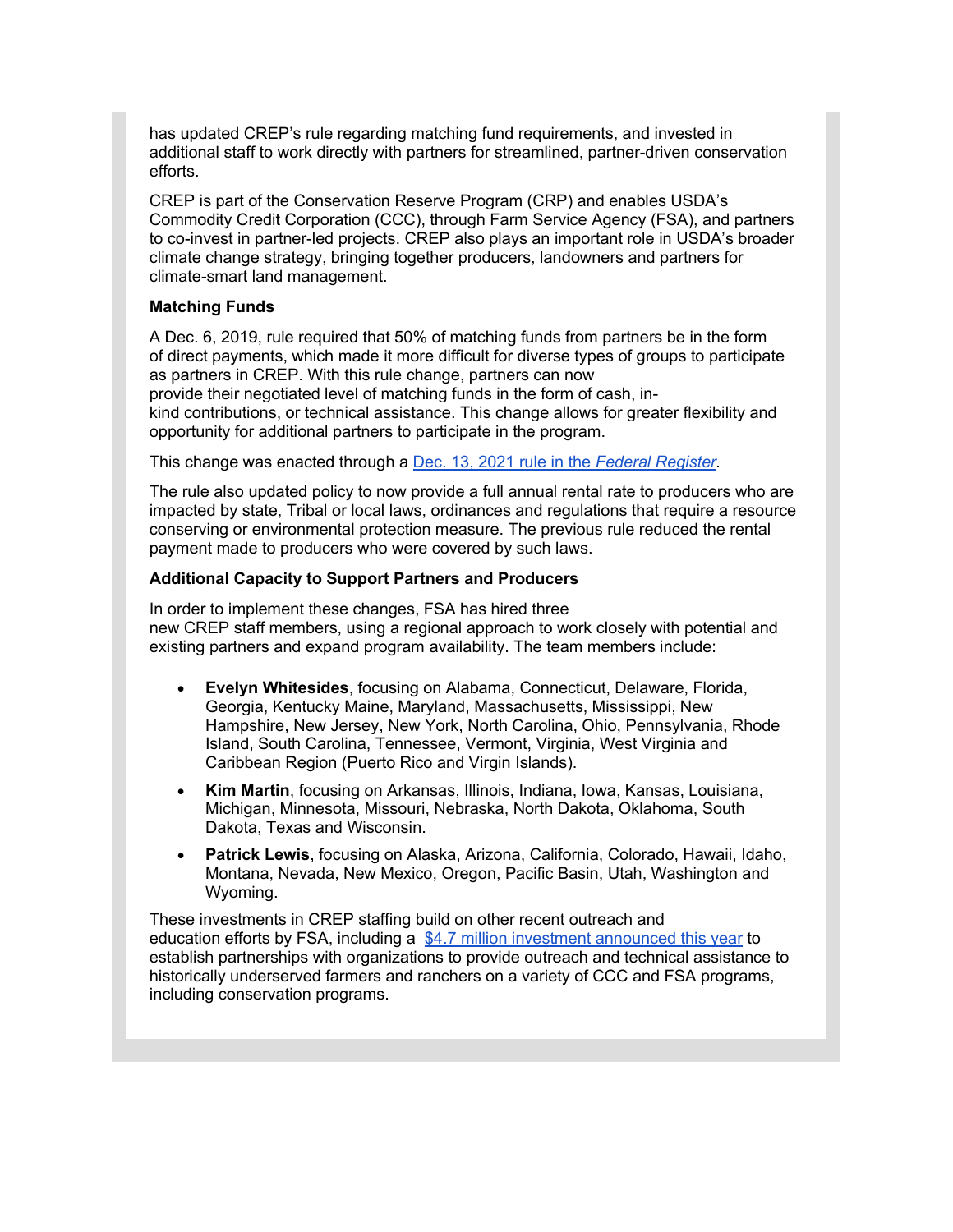has updated CREP's rule regarding matching fund requirements, and invested in additional staff to work directly with partners for streamlined, partner-driven conservation efforts.

CREP is part of the Conservation Reserve Program (CRP) and enables USDA's Commodity Credit Corporation (CCC), through Farm Service Agency (FSA), and partners to co-invest in partner-led projects. CREP also plays an important role in USDA's broader climate change strategy, bringing together producers, landowners and partners for climate-smart land management.

**Matching Funds**

A Dec. 6, 2019, rule required that 50% of matching funds from partners be in the form of direct payments, which made it more difficult for diverse types of groups to participate as partners in CREP. With this rule change, partners can now provide their negotiated level of matching funds in the form of cash, in-kind contributions, or technical assistance. This change allows for greater flexibility and opportunity for additional partners to participate in the program.

This change was enacted through a [Dec. 13, 2021 rule in the *Federal Register*](#).

The rule also updated policy to now provide a full annual rental rate to producers who are impacted by state, Tribal or local laws, ordinances and regulations that require a resource conserving or environmental protection measure. The previous rule reduced the rental payment made to producers who were covered by such laws.

**Additional Capacity to Support Partners and Producers**

In order to implement these changes, FSA has hired three new CREP staff members, using a regional approach to work closely with potential and existing partners and expand program availability. The team members include:

- **Evelyn Whitesides**, focusing on Alabama, Connecticut, Delaware, Florida, Georgia, Kentucky Maine, Maryland, Massachusetts, Mississippi, New Hampshire, New Jersey, New York, North Carolina, Ohio, Pennsylvania, Rhode Island, South Carolina, Tennessee, Vermont, Virginia, West Virginia and Caribbean Region (Puerto Rico and Virgin Islands).
- **Kim Martin**, focusing on Arkansas, Illinois, Indiana, Iowa, Kansas, Louisiana, Michigan, Minnesota, Missouri, Nebraska, North Dakota, Oklahoma, South Dakota, Texas and Wisconsin.
- **Patrick Lewis**, focusing on Alaska, Arizona, California, Colorado, Hawaii, Idaho, Montana, Nevada, New Mexico, Oregon, Pacific Basin, Utah, Washington and Wyoming.

These investments in CREP staffing build on other recent outreach and education efforts by FSA, including a [$4.7 million investment announced this year](#) to establish partnerships with organizations to provide outreach and technical assistance to historically underserved farmers and ranchers on a variety of CCC and FSA programs, including conservation programs.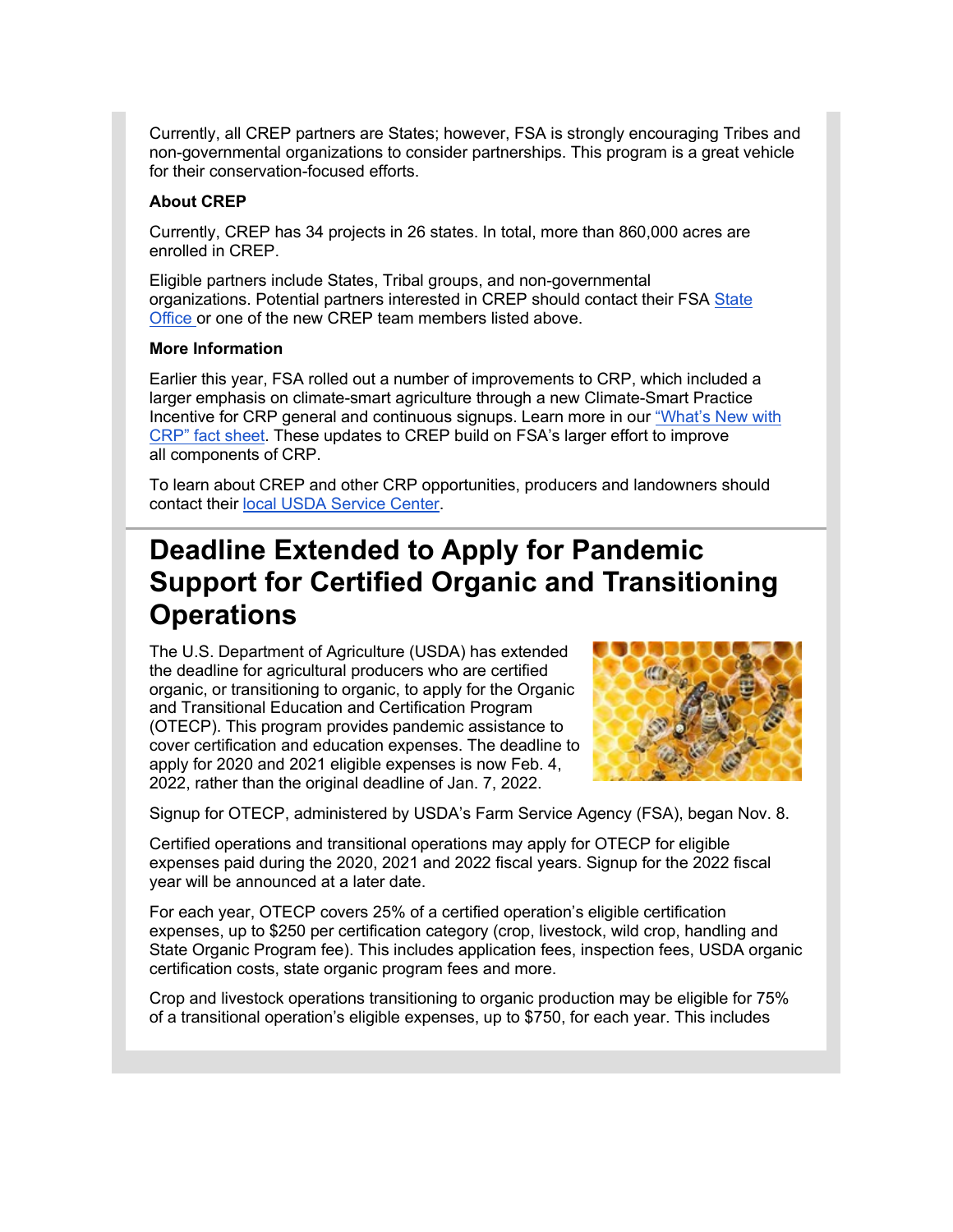Currently, all CREP partners are States; however, FSA is strongly encouraging Tribes and non-governmental organizations to consider partnerships. This program is a great vehicle for their conservation-focused efforts.

**About CREP**

Currently, CREP has 34 projects in 26 states. In total, more than 860,000 acres are enrolled in CREP.

Eligible partners include States, Tribal groups, and non-governmental organizations. Potential partners interested in CREP should contact their FSA State Office or one of the new CREP team members listed above.

**More Information**

Earlier this year, FSA rolled out a number of improvements to CRP, which included a larger emphasis on climate-smart agriculture through a new Climate-Smart Practice Incentive for CRP general and continuous signups. Learn more in our "What's New with CRP" fact sheet. These updates to CREP build on FSA's larger effort to improve all components of CRP.

To learn about CREP and other CRP opportunities, producers and landowners should contact their local USDA Service Center.

# Deadline Extended to Apply for Pandemic Support for Certified Organic and Transitioning Operations

The U.S. Department of Agriculture (USDA) has extended the deadline for agricultural producers who are certified organic, or transitioning to organic, to apply for the Organic and Transitional Education and Certification Program (OTECP). This program provides pandemic assistance to cover certification and education expenses. The deadline to apply for 2020 and 2021 eligible expenses is now Feb. 4, 2022, rather than the original deadline of Jan. 7, 2022.

Signup for OTECP, administered by USDA's Farm Service Agency (FSA), began Nov. 8.

Certified operations and transitional operations may apply for OTECP for eligible expenses paid during the 2020, 2021 and 2022 fiscal years. Signup for the 2022 fiscal year will be announced at a later date.

For each year, OTECP covers 25% of a certified operation's eligible certification expenses, up to $250 per certification category (crop, livestock, wild crop, handling and State Organic Program fee). This includes application fees, inspection fees, USDA organic certification costs, state organic program fees and more.

Crop and livestock operations transitioning to organic production may be eligible for 75% of a transitional operation's eligible expenses, up to $750, for each year. This includes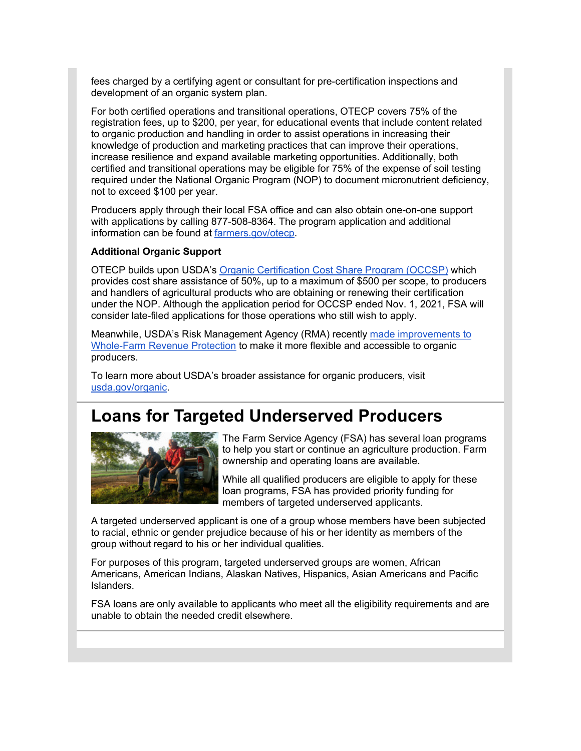fees charged by a certifying agent or consultant for pre-certification inspections and development of an organic system plan.

For both certified operations and transitional operations, OTECP covers 75% of the registration fees, up to $200, per year, for educational events that include content related to organic production and handling in order to assist operations in increasing their knowledge of production and marketing practices that can improve their operations, increase resilience and expand available marketing opportunities. Additionally, both certified and transitional operations may be eligible for 75% of the expense of soil testing required under the National Organic Program (NOP) to document micronutrient deficiency, not to exceed $100 per year.

Producers apply through their local FSA office and can also obtain one-on-one support with applications by calling 877-508-8364. The program application and additional information can be found at farmers.gov/otecp.

**Additional Organic Support**

OTECP builds upon USDA's Organic Certification Cost Share Program (OCCSP) which provides cost share assistance of 50%, up to a maximum of $500 per scope, to producers and handlers of agricultural products who are obtaining or renewing their certification under the NOP. Although the application period for OCCSP ended Nov. 1, 2021, FSA will consider late-filed applications for those operations who still wish to apply.

Meanwhile, USDA's Risk Management Agency (RMA) recently made improvements to Whole-Farm Revenue Protection to make it more flexible and accessible to organic producers.

To learn more about USDA's broader assistance for organic producers, visit usda.gov/organic.

# Loans for Targeted Underserved Producers

The Farm Service Agency (FSA) has several loan programs to help you start or continue an agriculture production. Farm ownership and operating loans are available.

While all qualified producers are eligible to apply for these loan programs, FSA has provided priority funding for members of targeted underserved applicants.

A targeted underserved applicant is one of a group whose members have been subjected to racial, ethnic or gender prejudice because of his or her identity as members of the group without regard to his or her individual qualities.

For purposes of this program, targeted underserved groups are women, African Americans, American Indians, Alaskan Natives, Hispanics, Asian Americans and Pacific Islanders.

FSA loans are only available to applicants who meet all the eligibility requirements and are unable to obtain the needed credit elsewhere.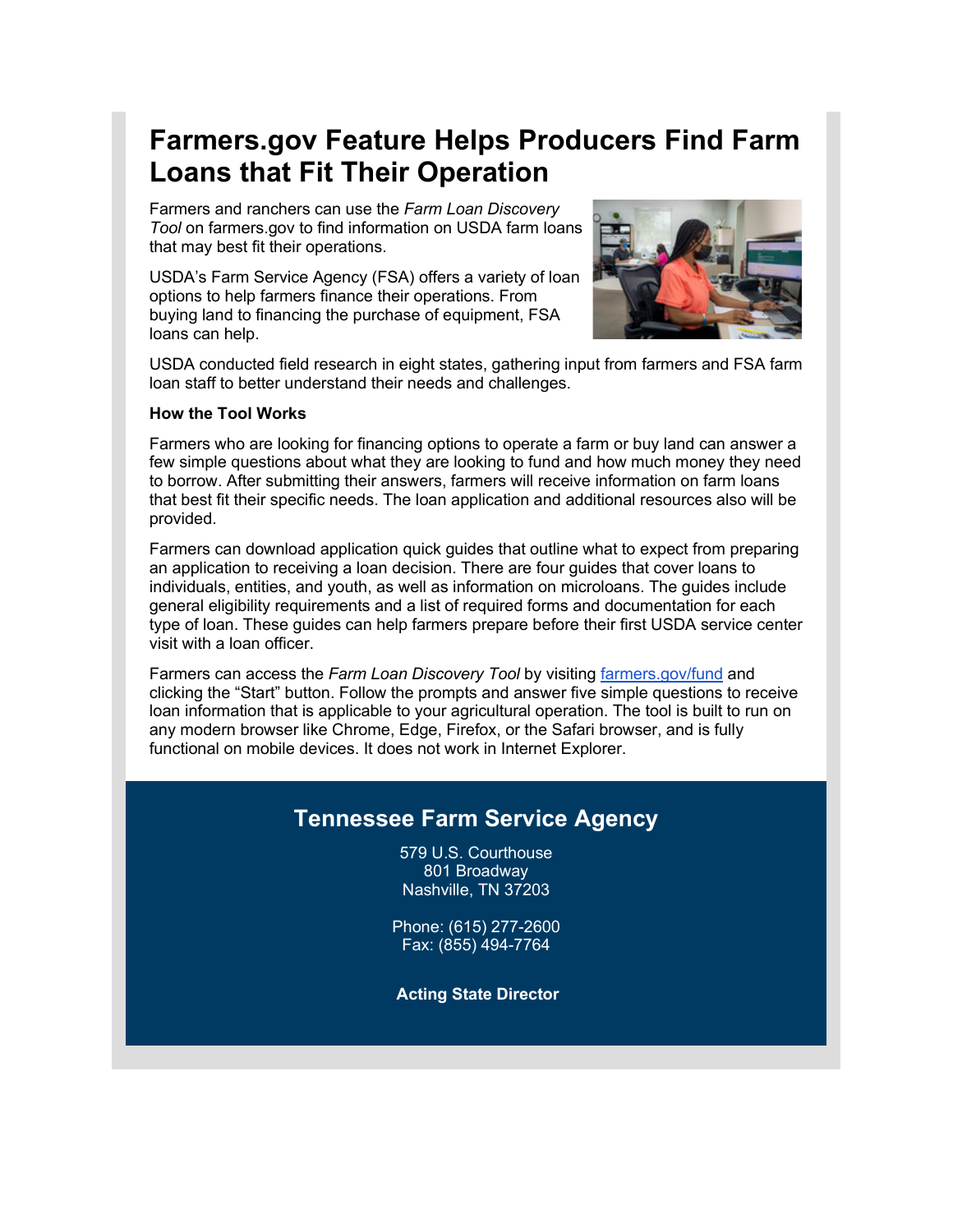# Farmers.gov Feature Helps Producers Find Farm Loans that Fit Their Operation

Farmers and ranchers can use the *Farm Loan Discovery Tool* on farmers.gov to find information on USDA farm loans that may best fit their operations.

USDA's Farm Service Agency (FSA) offers a variety of loan options to help farmers finance their operations. From buying land to financing the purchase of equipment, FSA loans can help.

USDA conducted field research in eight states, gathering input from farmers and FSA farm loan staff to better understand their needs and challenges.

**How the Tool Works**

Farmers who are looking for financing options to operate a farm or buy land can answer a few simple questions about what they are looking to fund and how much money they need to borrow. After submitting their answers, farmers will receive information on farm loans that best fit their specific needs. The loan application and additional resources also will be provided.

Farmers can download application quick guides that outline what to expect from preparing an application to receiving a loan decision. There are four guides that cover loans to individuals, entities, and youth, as well as information on microloans. The guides include general eligibility requirements and a list of required forms and documentation for each type of loan. These guides can help farmers prepare before their first USDA service center visit with a loan officer.

Farmers can access the *Farm Loan Discovery Tool* by visiting farmers.gov/fund and clicking the "Start" button. Follow the prompts and answer five simple questions to receive loan information that is applicable to your agricultural operation. The tool is built to run on any modern browser like Chrome, Edge, Firefox, or the Safari browser, and is fully functional on mobile devices. It does not work in Internet Explorer.

## Tennessee Farm Service Agency

579 U.S. Courthouse
801 Broadway
Nashville, TN 37203

Phone: (615) 277-2600
Fax: (855) 494-7764

**Acting State Director**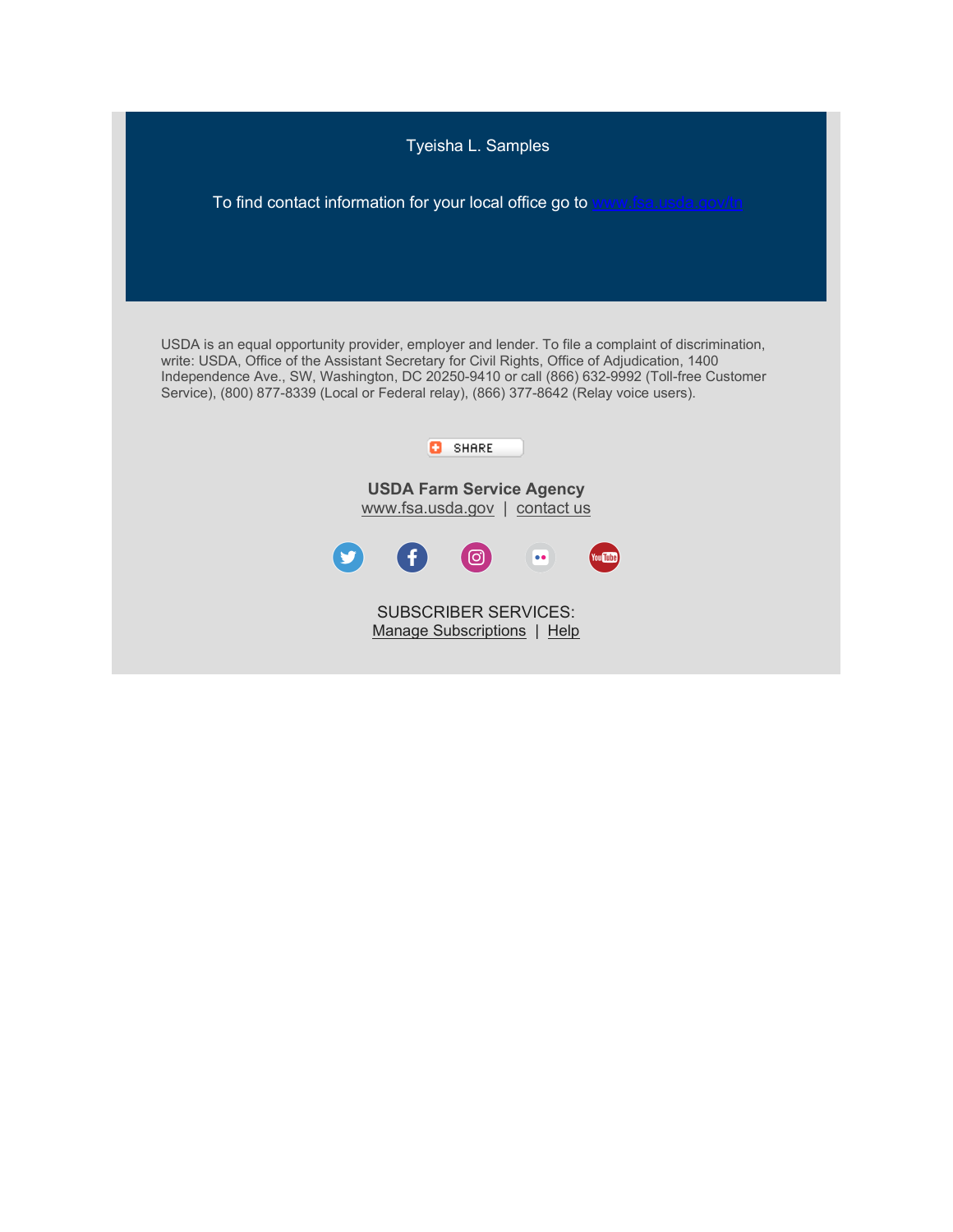Tyeisha L. Samples

To find contact information for your local office go to www.fsa.usda.gov/tn

USDA is an equal opportunity provider, employer and lender. To file a complaint of discrimination, write: USDA, Office of the Assistant Secretary for Civil Rights, Office of Adjudication, 1400 Independence Ave., SW, Washington, DC 20250-9410 or call (866) 632-9992 (Toll-free Customer Service), (800) 877-8339 (Local or Federal relay), (866) 377-8642 (Relay voice users).

SHARE

**USDA Farm Service Agency**
www.fsa.usda.gov | contact us

SUBSCRIBER SERVICES:
Manage Subscriptions | Help